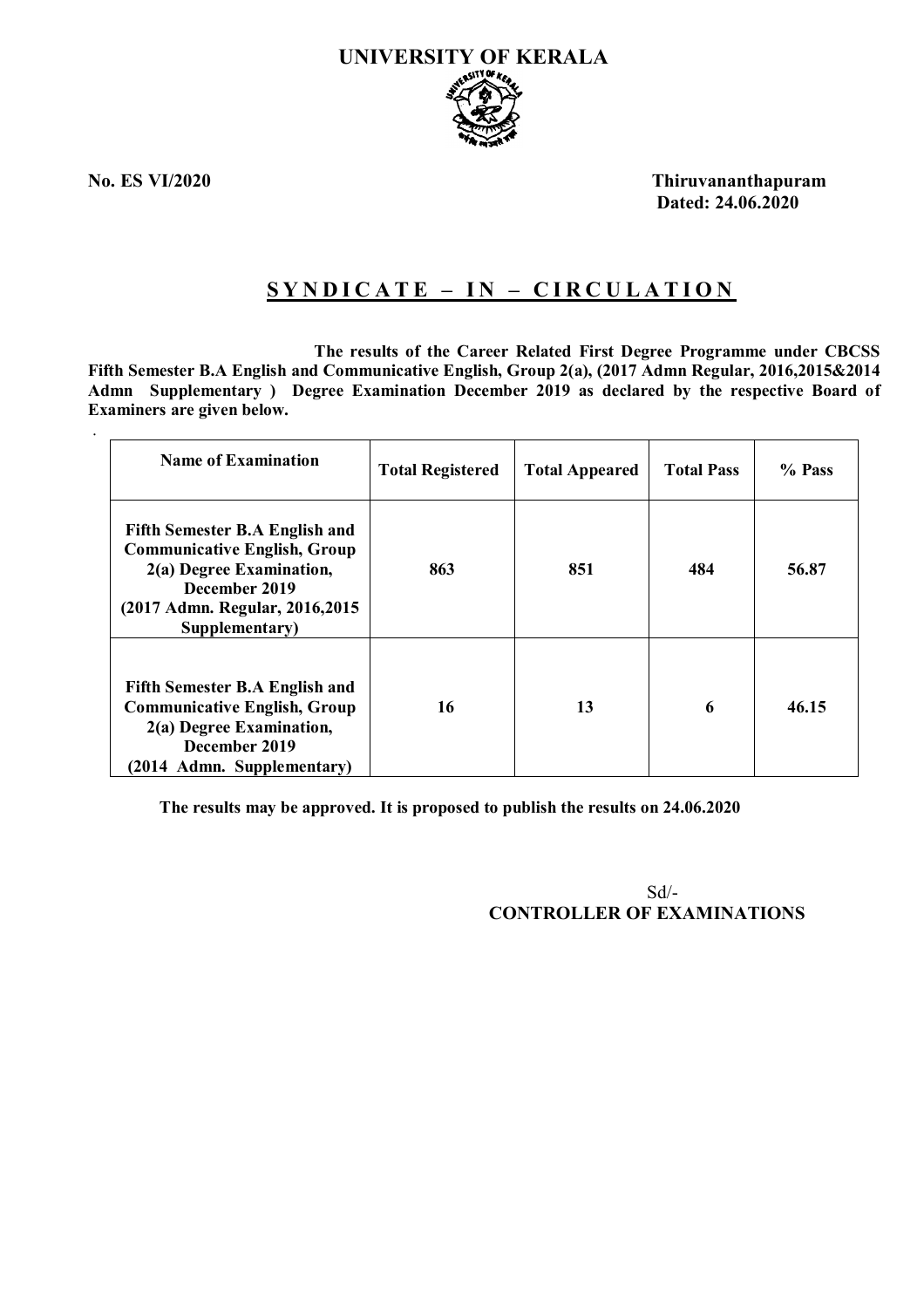# UNIVERSITY OF KERALA

**No. ES VI/2020** **Thiruvananthapuram**
**Dated: 24.06.2020**

## SYNDICATE – IN – CIRCULATION

**The results of the Career Related First Degree Programme under CBCSS Fifth Semester B.A English and Communicative English, Group 2(a), (2017 Admn Regular, 2016,2015&2014 Admn Supplementary ) Degree Examination December 2019 as declared by the respective Board of Examiners are given below.**

| Name of Examination | Total Registered | Total Appeared | Total Pass | % Pass |
|---|---|---|---|---|
| **Fifth Semester B.A English and Communicative English, Group 2(a) Degree Examination, December 2019 (2017 Admn. Regular, 2016,2015 Supplementary)** | **863** | **851** | **484** | **56.87** |
| **Fifth Semester B.A English and Communicative English, Group 2(a) Degree Examination, December 2019 (2014 Admn. Supplementary)** | **16** | **13** | **6** | **46.15** |

**The results may be approved. It is proposed to publish the results on 24.06.2020**

Sd/-
**CONTROLLER OF EXAMINATIONS**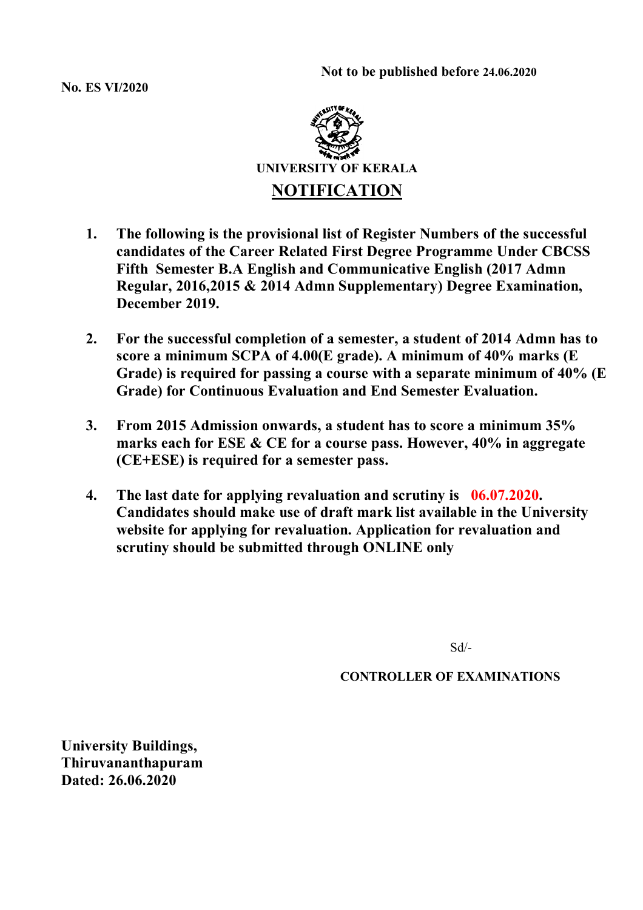No. ES VI/2020

Not to be published before 24.06.2020

UNIVERSITY OF KERALA

# NOTIFICATION

1. **The following is the provisional list of Register Numbers of the successful candidates of the Career Related First Degree Programme Under CBCSS Fifth Semester B.A English and Communicative English (2017 Admn Regular, 2016,2015 & 2014 Admn Supplementary) Degree Examination, December 2019.**

2. **For the successful completion of a semester, a student of 2014 Admn has to score a minimum SCPA of 4.00(E grade). A minimum of 40% marks (E Grade) is required for passing a course with a separate minimum of 40% (E Grade) for Continuous Evaluation and End Semester Evaluation.**

3. **From 2015 Admission onwards, a student has to score a minimum 35% marks each for ESE & CE for a course pass. However, 40% in aggregate (CE+ESE) is required for a semester pass.**

4. **The last date for applying revaluation and scrutiny is 06.07.2020. Candidates should make use of draft mark list available in the University website for applying for revaluation. Application for revaluation and scrutiny should be submitted through ONLINE only**

Sd/-

**CONTROLLER OF EXAMINATIONS**

**University Buildings,**
**Thiruvananthapuram**
**Dated: 26.06.2020**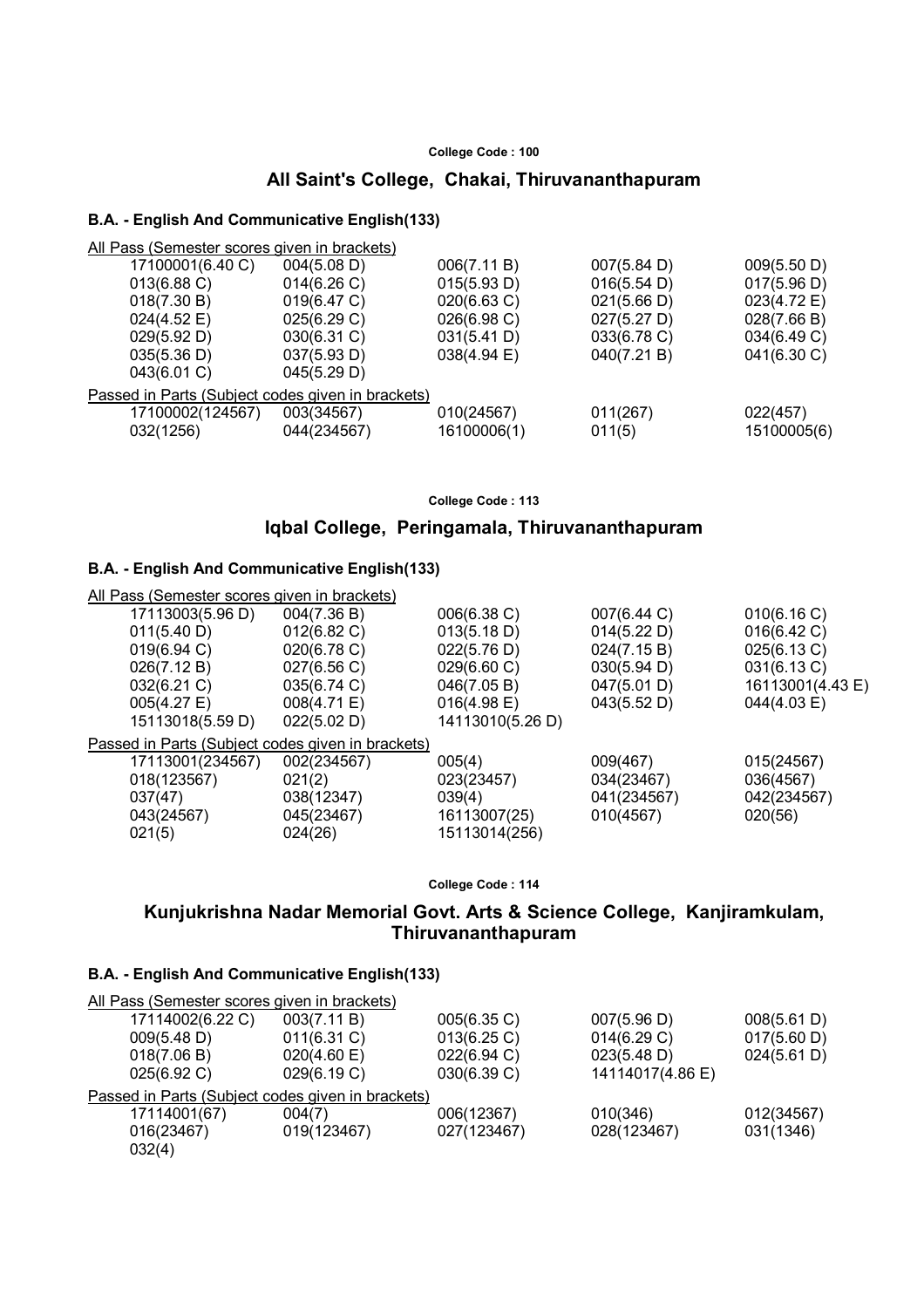College Code : 100

## All Saint's College, Chakai, Thiruvananthapuram

### B.A. - English And Communicative English(133)

All Pass (Semester scores given in brackets)

| | | | | |
|---|---|---|---|---|
| 17100001(6.40 C) | 004(5.08 D) | 006(7.11 B) | 007(5.84 D) | 009(5.50 D) |
| 013(6.88 C) | 014(6.26 C) | 015(5.93 D) | 016(5.54 D) | 017(5.96 D) |
| 018(7.30 B) | 019(6.47 C) | 020(6.63 C) | 021(5.66 D) | 023(4.72 E) |
| 024(4.52 E) | 025(6.29 C) | 026(6.98 C) | 027(5.27 D) | 028(7.66 B) |
| 029(5.92 D) | 030(6.31 C) | 031(5.41 D) | 033(6.78 C) | 034(6.49 C) |
| 035(5.36 D) | 037(5.93 D) | 038(4.94 E) | 040(7.21 B) | 041(6.30 C) |
| 043(6.01 C) | 045(5.29 D) | | | |

Passed in Parts (Subject codes given in brackets)

| | | | | |
|---|---|---|---|---|
| 17100002(124567) | 003(34567) | 010(24567) | 011(267) | 022(457) |
| 032(1256) | 044(234567) | 16100006(1) | 011(5) | 15100005(6) |

College Code : 113

## Iqbal College, Peringamala, Thiruvananthapuram

### B.A. - English And Communicative English(133)

All Pass (Semester scores given in brackets)

| | | | | |
|---|---|---|---|---|
| 17113003(5.96 D) | 004(7.36 B) | 006(6.38 C) | 007(6.44 C) | 010(6.16 C) |
| 011(5.40 D) | 012(6.82 C) | 013(5.18 D) | 014(5.22 D) | 016(6.42 C) |
| 019(6.94 C) | 020(6.78 C) | 022(5.76 D) | 024(7.15 B) | 025(6.13 C) |
| 026(7.12 B) | 027(6.56 C) | 029(6.60 C) | 030(5.94 D) | 031(6.13 C) |
| 032(6.21 C) | 035(6.74 C) | 046(7.05 B) | 047(5.01 D) | 16113001(4.43 E) |
| 005(4.27 E) | 008(4.71 E) | 016(4.98 E) | 043(5.52 D) | 044(4.03 E) |
| 15113018(5.59 D) | 022(5.02 D) | 14113010(5.26 D) | | |

Passed in Parts (Subject codes given in brackets)

| | | | | |
|---|---|---|---|---|
| 17113001(234567) | 002(234567) | 005(4) | 009(467) | 015(24567) |
| 018(123567) | 021(2) | 023(23457) | 034(23467) | 036(4567) |
| 037(47) | 038(12347) | 039(4) | 041(234567) | 042(234567) |
| 043(24567) | 045(23467) | 16113007(25) | 010(4567) | 020(56) |
| 021(5) | 024(26) | 15113014(256) | | |

College Code : 114

## Kunjukrishna Nadar Memorial Govt. Arts & Science College, Kanjiramkulam, Thiruvananthapuram

### B.A. - English And Communicative English(133)

All Pass (Semester scores given in brackets)

| | | | | |
|---|---|---|---|---|
| 17114002(6.22 C) | 003(7.11 B) | 005(6.35 C) | 007(5.96 D) | 008(5.61 D) |
| 009(5.48 D) | 011(6.31 C) | 013(6.25 C) | 014(6.29 C) | 017(5.60 D) |
| 018(7.06 B) | 020(4.60 E) | 022(6.94 C) | 023(5.48 D) | 024(5.61 D) |
| 025(6.92 C) | 029(6.19 C) | 030(6.39 C) | 14114017(4.86 E) | |

Passed in Parts (Subject codes given in brackets)

| | | | | |
|---|---|---|---|---|
| 17114001(67) | 004(7) | 006(12367) | 010(346) | 012(34567) |
| 016(23467) | 019(123467) | 027(123467) | 028(123467) | 031(1346) |
| 032(4) | | | | |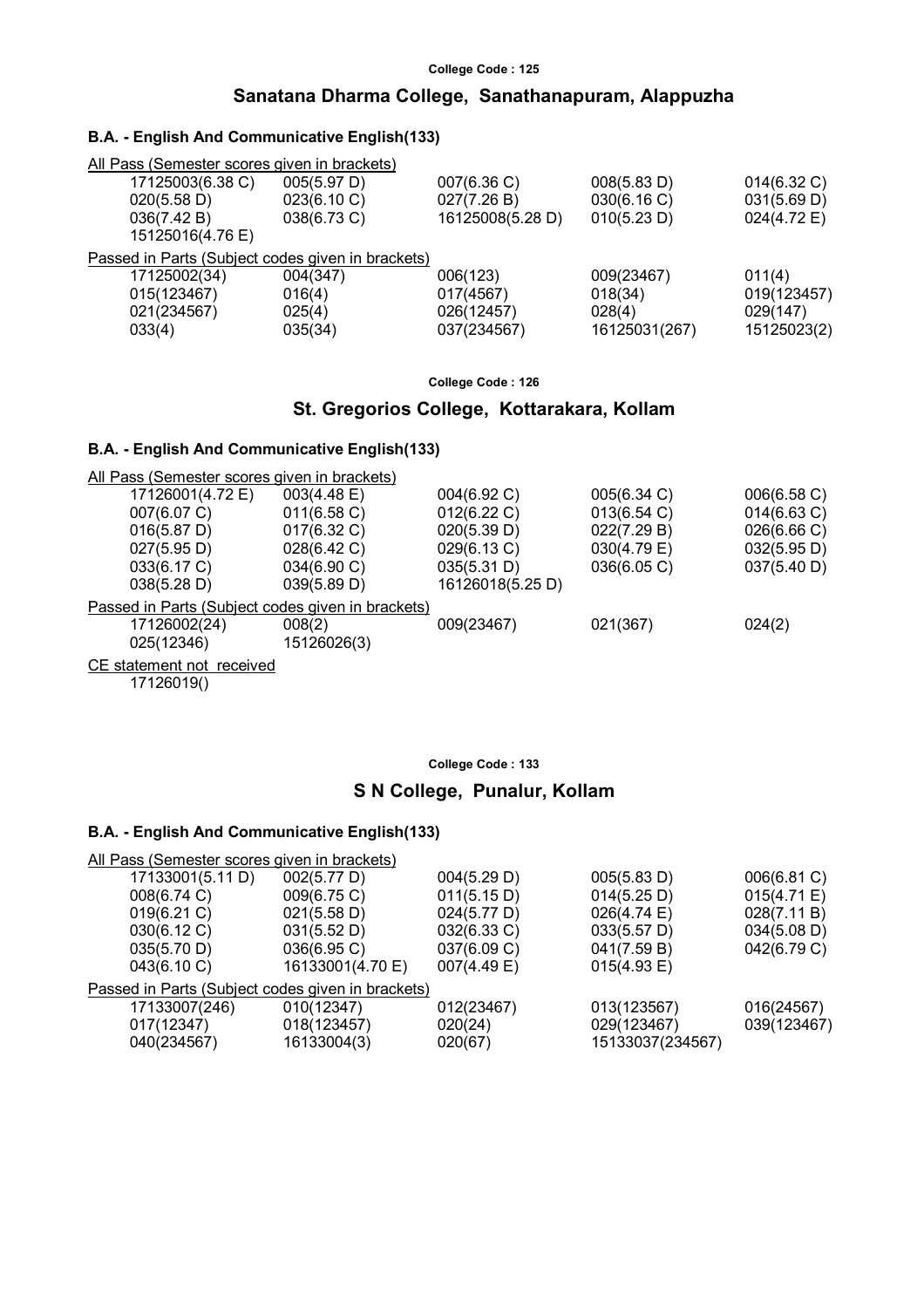College Code : 125

## Sanatana Dharma College, Sanathanapuram, Alappuzha

### B.A. - English And Communicative English(133)

All Pass (Semester scores given in brackets)

| | | | | |
|---|---|---|---|---|
| 17125003(6.38 C) | 005(5.97 D) | 007(6.36 C) | 008(5.83 D) | 014(6.32 C) |
| 020(5.58 D) | 023(6.10 C) | 027(7.26 B) | 030(6.16 C) | 031(5.69 D) |
| 036(7.42 B) | 038(6.73 C) | 16125008(5.28 D) | 010(5.23 D) | 024(4.72 E) |
| 15125016(4.76 E) | | | | |

Passed in Parts (Subject codes given in brackets)

| | | | | |
|---|---|---|---|---|
| 17125002(34) | 004(347) | 006(123) | 009(23467) | 011(4) |
| 015(123467) | 016(4) | 017(4567) | 018(34) | 019(123457) |
| 021(234567) | 025(4) | 026(12457) | 028(4) | 029(147) |
| 033(4) | 035(34) | 037(234567) | 16125031(267) | 15125023(2) |

College Code : 126

## St. Gregorios College, Kottarakara, Kollam

### B.A. - English And Communicative English(133)

All Pass (Semester scores given in brackets)

| | | | | |
|---|---|---|---|---|
| 17126001(4.72 E) | 003(4.48 E) | 004(6.92 C) | 005(6.34 C) | 006(6.58 C) |
| 007(6.07 C) | 011(6.58 C) | 012(6.22 C) | 013(6.54 C) | 014(6.63 C) |
| 016(5.87 D) | 017(6.32 C) | 020(5.39 D) | 022(7.29 B) | 026(6.66 C) |
| 027(5.95 D) | 028(6.42 C) | 029(6.13 C) | 030(4.79 E) | 032(5.95 D) |
| 033(6.17 C) | 034(6.90 C) | 035(5.31 D) | 036(6.05 C) | 037(5.40 D) |
| 038(5.28 D) | 039(5.89 D) | 16126018(5.25 D) | | |

Passed in Parts (Subject codes given in brackets)

| | | | | |
|---|---|---|---|---|
| 17126002(24) | 008(2) | 009(23467) | 021(367) | 024(2) |
| 025(12346) | 15126026(3) | | | |

CE statement not received

17126019()

College Code : 133

## S N College, Punalur, Kollam

### B.A. - English And Communicative English(133)

All Pass (Semester scores given in brackets)

| | | | | |
|---|---|---|---|---|
| 17133001(5.11 D) | 002(5.77 D) | 004(5.29 D) | 005(5.83 D) | 006(6.81 C) |
| 008(6.74 C) | 009(6.75 C) | 011(5.15 D) | 014(5.25 D) | 015(4.71 E) |
| 019(6.21 C) | 021(5.58 D) | 024(5.77 D) | 026(4.74 E) | 028(7.11 B) |
| 030(6.12 C) | 031(5.52 D) | 032(6.33 C) | 033(5.57 D) | 034(5.08 D) |
| 035(5.70 D) | 036(6.95 C) | 037(6.09 C) | 041(7.59 B) | 042(6.79 C) |
| 043(6.10 C) | 16133001(4.70 E) | 007(4.49 E) | 015(4.93 E) | |

Passed in Parts (Subject codes given in brackets)

| | | | | |
|---|---|---|---|---|
| 17133007(246) | 010(12347) | 012(23467) | 013(123567) | 016(24567) |
| 017(12347) | 018(123457) | 020(24) | 029(123467) | 039(123467) |
| 040(234567) | 16133004(3) | 020(67) | 15133037(234567) | |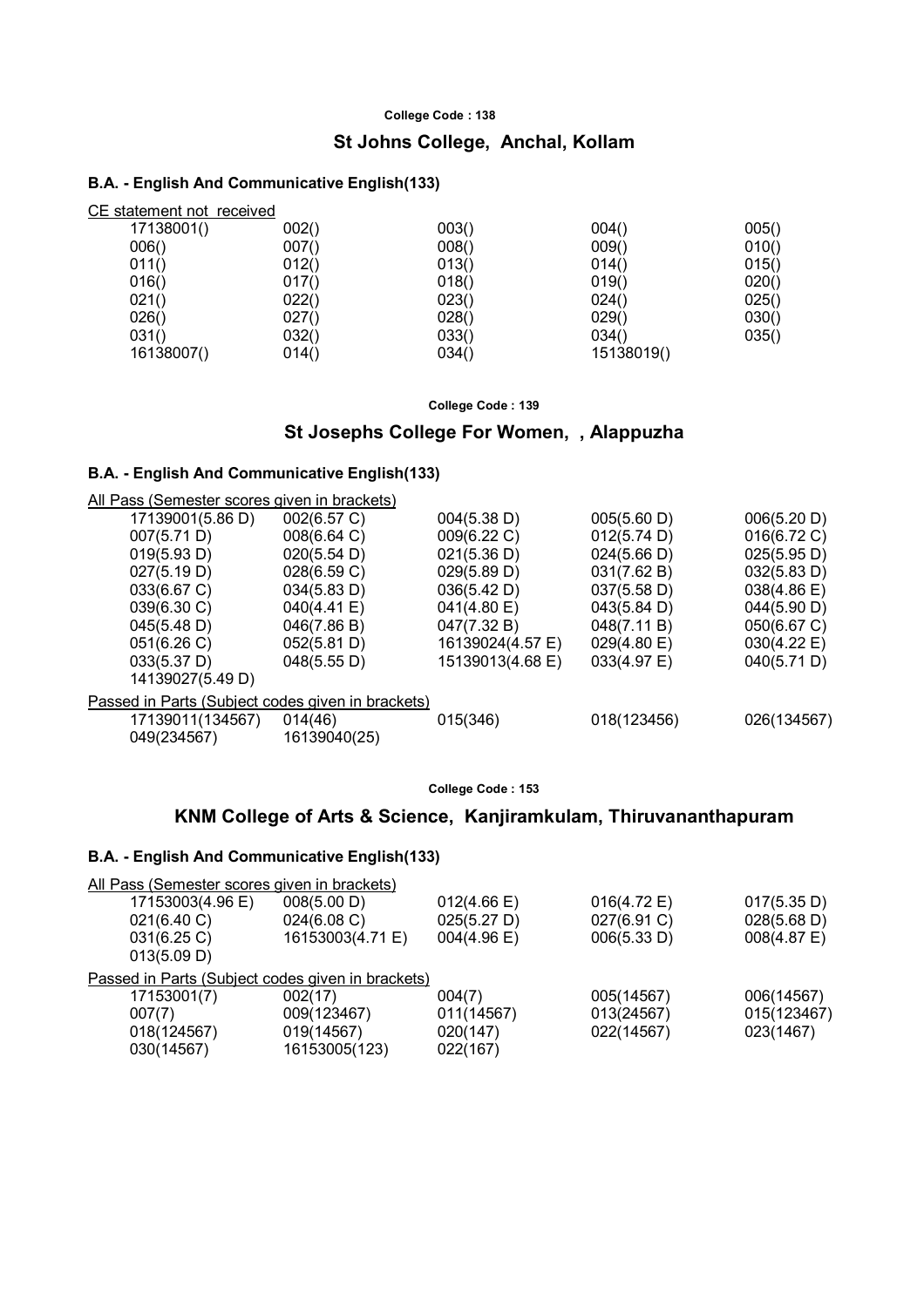College Code : 138

## St Johns College, Anchal, Kollam

### B.A. - English And Communicative English(133)

CE statement not received

| | | | | |
|---|---|---|---|---|
| 17138001() | 002() | 003() | 004() | 005() |
| 006() | 007() | 008() | 009() | 010() |
| 011() | 012() | 013() | 014() | 015() |
| 016() | 017() | 018() | 019() | 020() |
| 021() | 022() | 023() | 024() | 025() |
| 026() | 027() | 028() | 029() | 030() |
| 031() | 032() | 033() | 034() | 035() |
| 16138007() | 014() | 034() | 15138019() | |

College Code : 139

## St Josephs College For Women, , Alappuzha

### B.A. - English And Communicative English(133)

All Pass (Semester scores given in brackets)

| | | | | |
|---|---|---|---|---|
| 17139001(5.86 D) | 002(6.57 C) | 004(5.38 D) | 005(5.60 D) | 006(5.20 D) |
| 007(5.71 D) | 008(6.64 C) | 009(6.22 C) | 012(5.74 D) | 016(6.72 C) |
| 019(5.93 D) | 020(5.54 D) | 021(5.36 D) | 024(5.66 D) | 025(5.95 D) |
| 027(5.19 D) | 028(6.59 C) | 029(5.89 D) | 031(7.62 B) | 032(5.83 D) |
| 033(6.67 C) | 034(5.83 D) | 036(5.42 D) | 037(5.58 D) | 038(4.86 E) |
| 039(6.30 C) | 040(4.41 E) | 041(4.80 E) | 043(5.84 D) | 044(5.90 D) |
| 045(5.48 D) | 046(7.86 B) | 047(7.32 B) | 048(7.11 B) | 050(6.67 C) |
| 051(6.26 C) | 052(5.81 D) | 16139024(4.57 E) | 029(4.80 E) | 030(4.22 E) |
| 033(5.37 D) | 048(5.55 D) | 15139013(4.68 E) | 033(4.97 E) | 040(5.71 D) |
| 14139027(5.49 D) | | | | |

Passed in Parts (Subject codes given in brackets)

| | | | | |
|---|---|---|---|---|
| 17139011(134567) | 014(46) | 015(346) | 018(123456) | 026(134567) |
| 049(234567) | 16139040(25) | | | |

College Code : 153

## KNM College of Arts & Science, Kanjiramkulam, Thiruvananthapuram

### B.A. - English And Communicative English(133)

All Pass (Semester scores given in brackets)

| | | | | |
|---|---|---|---|---|
| 17153003(4.96 E) | 008(5.00 D) | 012(4.66 E) | 016(4.72 E) | 017(5.35 D) |
| 021(6.40 C) | 024(6.08 C) | 025(5.27 D) | 027(6.91 C) | 028(5.68 D) |
| 031(6.25 C) | 16153003(4.71 E) | 004(4.96 E) | 006(5.33 D) | 008(4.87 E) |
| 013(5.09 D) | | | | |

Passed in Parts (Subject codes given in brackets)

| | | | | |
|---|---|---|---|---|
| 17153001(7) | 002(17) | 004(7) | 005(14567) | 006(14567) |
| 007(7) | 009(123467) | 011(14567) | 013(24567) | 015(123467) |
| 018(124567) | 019(14567) | 020(147) | 022(14567) | 023(1467) |
| 030(14567) | 16153005(123) | 022(167) | | |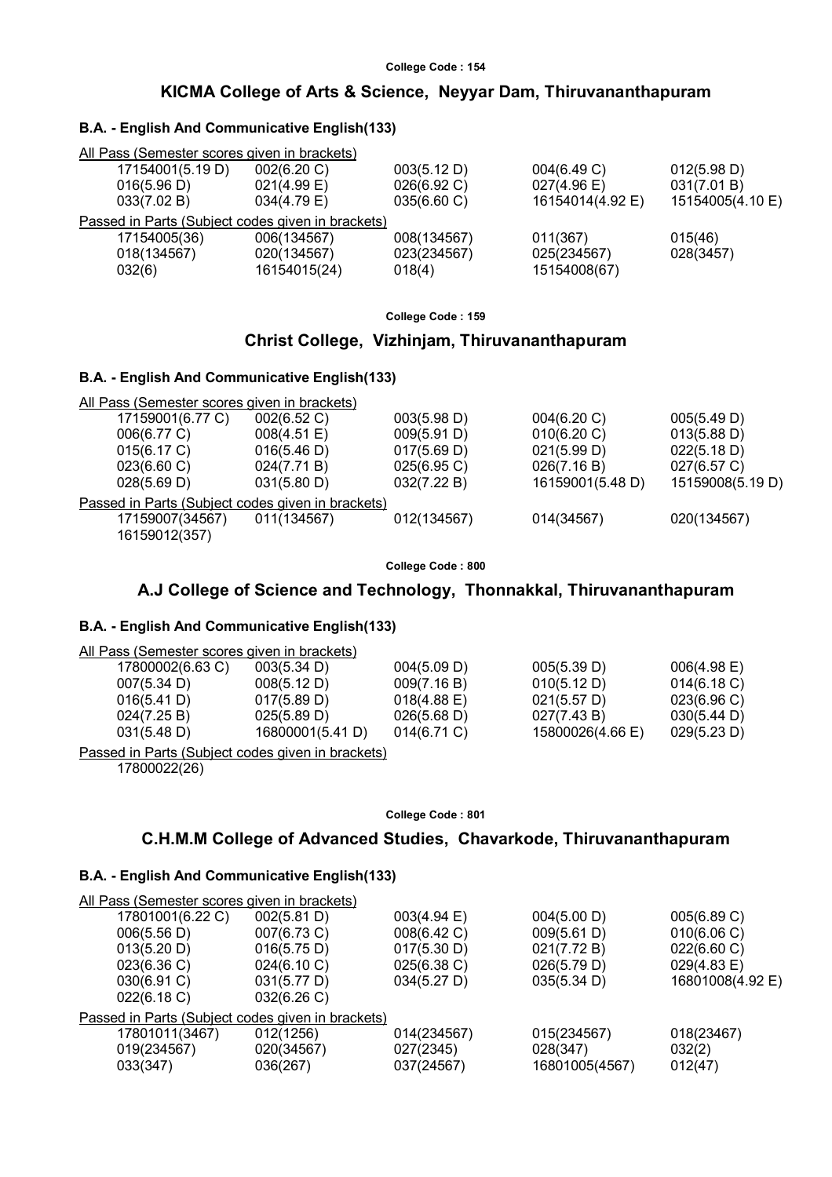College Code : 154

## KICMA College of Arts & Science, Neyyar Dam, Thiruvananthapuram

### B.A. - English And Communicative English(133)

All Pass (Semester scores given in brackets)

| | | | | |
|---|---|---|---|---|
| 17154001(5.19 D) | 002(6.20 C) | 003(5.12 D) | 004(6.49 C) | 012(5.98 D) |
| 016(5.96 D) | 021(4.99 E) | 026(6.92 C) | 027(4.96 E) | 031(7.01 B) |
| 033(7.02 B) | 034(4.79 E) | 035(6.60 C) | 16154014(4.92 E) | 15154005(4.10 E) |

Passed in Parts (Subject codes given in brackets)

| | | | | |
|---|---|---|---|---|
| 17154005(36) | 006(134567) | 008(134567) | 011(367) | 015(46) |
| 018(134567) | 020(134567) | 023(234567) | 025(234567) | 028(3457) |
| 032(6) | 16154015(24) | 018(4) | 15154008(67) | |

College Code : 159

## Christ College, Vizhinjam, Thiruvananthapuram

### B.A. - English And Communicative English(133)

All Pass (Semester scores given in brackets)

| | | | | |
|---|---|---|---|---|
| 17159001(6.77 C) | 002(6.52 C) | 003(5.98 D) | 004(6.20 C) | 005(5.49 D) |
| 006(6.77 C) | 008(4.51 E) | 009(5.91 D) | 010(6.20 C) | 013(5.88 D) |
| 015(6.17 C) | 016(5.46 D) | 017(5.69 D) | 021(5.99 D) | 022(5.18 D) |
| 023(6.60 C) | 024(7.71 B) | 025(6.95 C) | 026(7.16 B) | 027(6.57 C) |
| 028(5.69 D) | 031(5.80 D) | 032(7.22 B) | 16159001(5.48 D) | 15159008(5.19 D) |

Passed in Parts (Subject codes given in brackets)

| | | | | |
|---|---|---|---|---|
| 17159007(34567) | 011(134567) | 012(134567) | 014(34567) | 020(134567) |
| 16159012(357) | | | | |

College Code : 800

## A.J College of Science and Technology, Thonnakkal, Thiruvananthapuram

### B.A. - English And Communicative English(133)

All Pass (Semester scores given in brackets)

| | | | | |
|---|---|---|---|---|
| 17800002(6.63 C) | 003(5.34 D) | 004(5.09 D) | 005(5.39 D) | 006(4.98 E) |
| 007(5.34 D) | 008(5.12 D) | 009(7.16 B) | 010(5.12 D) | 014(6.18 C) |
| 016(5.41 D) | 017(5.89 D) | 018(4.88 E) | 021(5.57 D) | 023(6.96 C) |
| 024(7.25 B) | 025(5.89 D) | 026(5.68 D) | 027(7.43 B) | 030(5.44 D) |
| 031(5.48 D) | 16800001(5.41 D) | 014(6.71 C) | 15800026(4.66 E) | 029(5.23 D) |

Passed in Parts (Subject codes given in brackets)

17800022(26)

College Code : 801

## C.H.M.M College of Advanced Studies, Chavarkode, Thiruvananthapuram

### B.A. - English And Communicative English(133)

All Pass (Semester scores given in brackets)

| | | | | |
|---|---|---|---|---|
| 17801001(6.22 C) | 002(5.81 D) | 003(4.94 E) | 004(5.00 D) | 005(6.89 C) |
| 006(5.56 D) | 007(6.73 C) | 008(6.42 C) | 009(5.61 D) | 010(6.06 C) |
| 013(5.20 D) | 016(5.75 D) | 017(5.30 D) | 021(7.72 B) | 022(6.60 C) |
| 023(6.36 C) | 024(6.10 C) | 025(6.38 C) | 026(5.79 D) | 029(4.83 E) |
| 030(6.91 C) | 031(5.77 D) | 034(5.27 D) | 035(5.34 D) | 16801008(4.92 E) |
| 022(6.18 C) | 032(6.26 C) | | | |

Passed in Parts (Subject codes given in brackets)

| | | | | |
|---|---|---|---|---|
| 17801011(3467) | 012(1256) | 014(234567) | 015(234567) | 018(23467) |
| 019(234567) | 020(34567) | 027(2345) | 028(347) | 032(2) |
| 033(347) | 036(267) | 037(24567) | 16801005(4567) | 012(47) |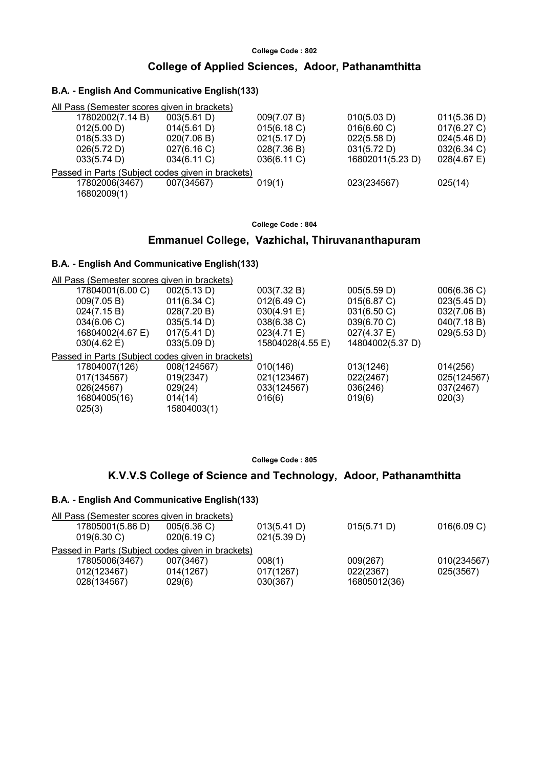**College Code : 802**

## College of Applied Sciences, Adoor, Pathanamthitta

### B.A. - English And Communicative English(133)

All Pass (Semester scores given in brackets)

| | | | | |
|---|---|---|---|---|
| 17802002(7.14 B) | 003(5.61 D) | 009(7.07 B) | 010(5.03 D) | 011(5.36 D) |
| 012(5.00 D) | 014(5.61 D) | 015(6.18 C) | 016(6.60 C) | 017(6.27 C) |
| 018(5.33 D) | 020(7.06 B) | 021(5.17 D) | 022(5.58 D) | 024(5.46 D) |
| 026(5.72 D) | 027(6.16 C) | 028(7.36 B) | 031(5.72 D) | 032(6.34 C) |
| 033(5.74 D) | 034(6.11 C) | 036(6.11 C) | 16802011(5.23 D) | 028(4.67 E) |

Passed in Parts (Subject codes given in brackets)

| | | | | |
|---|---|---|---|---|
| 17802006(3467) | 007(34567) | 019(1) | 023(234567) | 025(14) |
| 16802009(1) | | | | |

**College Code : 804**

## Emmanuel College, Vazhichal, Thiruvananthapuram

### B.A. - English And Communicative English(133)

All Pass (Semester scores given in brackets)

| | | | | |
|---|---|---|---|---|
| 17804001(6.00 C) | 002(5.13 D) | 003(7.32 B) | 005(5.59 D) | 006(6.36 C) |
| 009(7.05 B) | 011(6.34 C) | 012(6.49 C) | 015(6.87 C) | 023(5.45 D) |
| 024(7.15 B) | 028(7.20 B) | 030(4.91 E) | 031(6.50 C) | 032(7.06 B) |
| 034(6.06 C) | 035(5.14 D) | 038(6.38 C) | 039(6.70 C) | 040(7.18 B) |
| 16804002(4.67 E) | 017(5.41 D) | 023(4.71 E) | 027(4.37 E) | 029(5.53 D) |
| 030(4.62 E) | 033(5.09 D) | 15804028(4.55 E) | 14804002(5.37 D) | |

Passed in Parts (Subject codes given in brackets)

| | | | | |
|---|---|---|---|---|
| 17804007(126) | 008(124567) | 010(146) | 013(1246) | 014(256) |
| 017(134567) | 019(2347) | 021(123467) | 022(2467) | 025(124567) |
| 026(24567) | 029(24) | 033(124567) | 036(246) | 037(2467) |
| 16804005(16) | 014(14) | 016(6) | 019(6) | 020(3) |
| 025(3) | 15804003(1) | | | |

**College Code : 805**

## K.V.V.S College of Science and Technology, Adoor, Pathanamthitta

### B.A. - English And Communicative English(133)

All Pass (Semester scores given in brackets)

| | | | | |
|---|---|---|---|---|
| 17805001(5.86 D) | 005(6.36 C) | 013(5.41 D) | 015(5.71 D) | 016(6.09 C) |
| 019(6.30 C) | 020(6.19 C) | 021(5.39 D) | | |

Passed in Parts (Subject codes given in brackets)

| | | | | |
|---|---|---|---|---|
| 17805006(3467) | 007(3467) | 008(1) | 009(267) | 010(234567) |
| 012(123467) | 014(1267) | 017(1267) | 022(2367) | 025(3567) |
| 028(134567) | 029(6) | 030(367) | 16805012(36) | |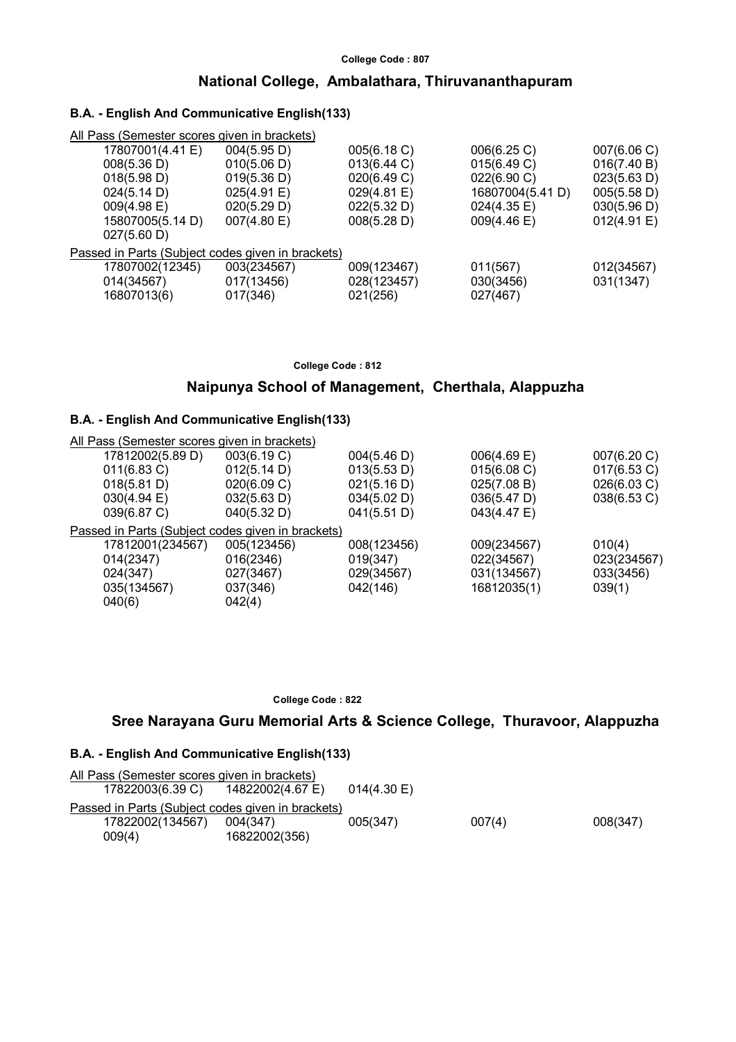College Code : 807

## National College, Ambalathara, Thiruvananthapuram

### B.A. - English And Communicative English(133)

All Pass (Semester scores given in brackets)

| | | | | |
|---|---|---|---|---|
| 17807001(4.41 E) | 004(5.95 D) | 005(6.18 C) | 006(6.25 C) | 007(6.06 C) |
| 008(5.36 D) | 010(5.06 D) | 013(6.44 C) | 015(6.49 C) | 016(7.40 B) |
| 018(5.98 D) | 019(5.36 D) | 020(6.49 C) | 022(6.90 C) | 023(5.63 D) |
| 024(5.14 D) | 025(4.91 E) | 029(4.81 E) | 16807004(5.41 D) | 005(5.58 D) |
| 009(4.98 E) | 020(5.29 D) | 022(5.32 D) | 024(4.35 E) | 030(5.96 D) |
| 15807005(5.14 D) | 007(4.80 E) | 008(5.28 D) | 009(4.46 E) | 012(4.91 E) |
| 027(5.60 D) | | | | |

Passed in Parts (Subject codes given in brackets)

| | | | | |
|---|---|---|---|---|
| 17807002(12345) | 003(234567) | 009(123467) | 011(567) | 012(34567) |
| 014(34567) | 017(13456) | 028(123457) | 030(3456) | 031(1347) |
| 16807013(6) | 017(346) | 021(256) | 027(467) | |

College Code : 812

## Naipunya School of Management, Cherthala, Alappuzha

### B.A. - English And Communicative English(133)

All Pass (Semester scores given in brackets)

| | | | | |
|---|---|---|---|---|
| 17812002(5.89 D) | 003(6.19 C) | 004(5.46 D) | 006(4.69 E) | 007(6.20 C) |
| 011(6.83 C) | 012(5.14 D) | 013(5.53 D) | 015(6.08 C) | 017(6.53 C) |
| 018(5.81 D) | 020(6.09 C) | 021(5.16 D) | 025(7.08 B) | 026(6.03 C) |
| 030(4.94 E) | 032(5.63 D) | 034(5.02 D) | 036(5.47 D) | 038(6.53 C) |
| 039(6.87 C) | 040(5.32 D) | 041(5.51 D) | 043(4.47 E) | |

Passed in Parts (Subject codes given in brackets)

| | | | | |
|---|---|---|---|---|
| 17812001(234567) | 005(123456) | 008(123456) | 009(234567) | 010(4) |
| 014(2347) | 016(2346) | 019(347) | 022(34567) | 023(234567) |
| 024(347) | 027(3467) | 029(34567) | 031(134567) | 033(3456) |
| 035(134567) | 037(346) | 042(146) | 16812035(1) | 039(1) |
| 040(6) | 042(4) | | | |

College Code : 822

## Sree Narayana Guru Memorial Arts & Science College, Thuravoor, Alappuzha

### B.A. - English And Communicative English(133)

All Pass (Semester scores given in brackets)

| | | |
|---|---|---|
| 17822003(6.39 C) | 14822002(4.67 E) | 014(4.30 E) |

Passed in Parts (Subject codes given in brackets)

| | | | | |
|---|---|---|---|---|
| 17822002(134567) | 004(347) | 005(347) | 007(4) | 008(347) |
| 009(4) | 16822002(356) | | | |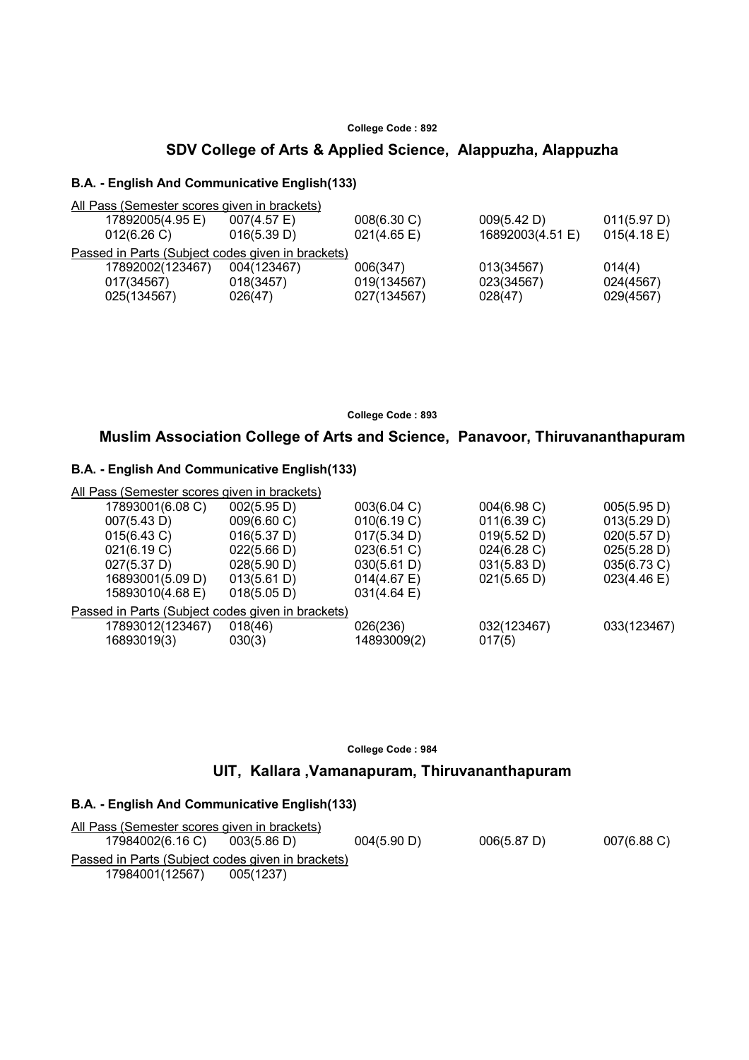College Code : 892

## SDV College of Arts & Applied Science, Alappuzha, Alappuzha

### B.A. - English And Communicative English(133)

All Pass (Semester scores given in brackets)

| | | | | |
|---|---|---|---|---|
| 17892005(4.95 E) | 007(4.57 E) | 008(6.30 C) | 009(5.42 D) | 011(5.97 D) |
| 012(6.26 C) | 016(5.39 D) | 021(4.65 E) | 16892003(4.51 E) | 015(4.18 E) |

Passed in Parts (Subject codes given in brackets)

| | | | | |
|---|---|---|---|---|
| 17892002(123467) | 004(123467) | 006(347) | 013(34567) | 014(4) |
| 017(34567) | 018(3457) | 019(134567) | 023(34567) | 024(4567) |
| 025(134567) | 026(47) | 027(134567) | 028(47) | 029(4567) |

College Code : 893

## Muslim Association College of Arts and Science, Panavoor, Thiruvananthapuram

### B.A. - English And Communicative English(133)

All Pass (Semester scores given in brackets)

| | | | | |
|---|---|---|---|---|
| 17893001(6.08 C) | 002(5.95 D) | 003(6.04 C) | 004(6.98 C) | 005(5.95 D) |
| 007(5.43 D) | 009(6.60 C) | 010(6.19 C) | 011(6.39 C) | 013(5.29 D) |
| 015(6.43 C) | 016(5.37 D) | 017(5.34 D) | 019(5.52 D) | 020(5.57 D) |
| 021(6.19 C) | 022(5.66 D) | 023(6.51 C) | 024(6.28 C) | 025(5.28 D) |
| 027(5.37 D) | 028(5.90 D) | 030(5.61 D) | 031(5.83 D) | 035(6.73 C) |
| 16893001(5.09 D) | 013(5.61 D) | 014(4.67 E) | 021(5.65 D) | 023(4.46 E) |
| 15893010(4.68 E) | 018(5.05 D) | 031(4.64 E) | | |

Passed in Parts (Subject codes given in brackets)

| | | | | |
|---|---|---|---|---|
| 17893012(123467) | 018(46) | 026(236) | 032(123467) | 033(123467) |
| 16893019(3) | 030(3) | 14893009(2) | 017(5) | |

College Code : 984

## UIT, Kallara ,Vamanapuram, Thiruvananthapuram

### B.A. - English And Communicative English(133)

All Pass (Semester scores given in brackets)

| | | | | |
|---|---|---|---|---|
| 17984002(6.16 C) | 003(5.86 D) | 004(5.90 D) | 006(5.87 D) | 007(6.88 C) |

Passed in Parts (Subject codes given in brackets)

| | |
|---|---|
| 17984001(12567) | 005(1237) |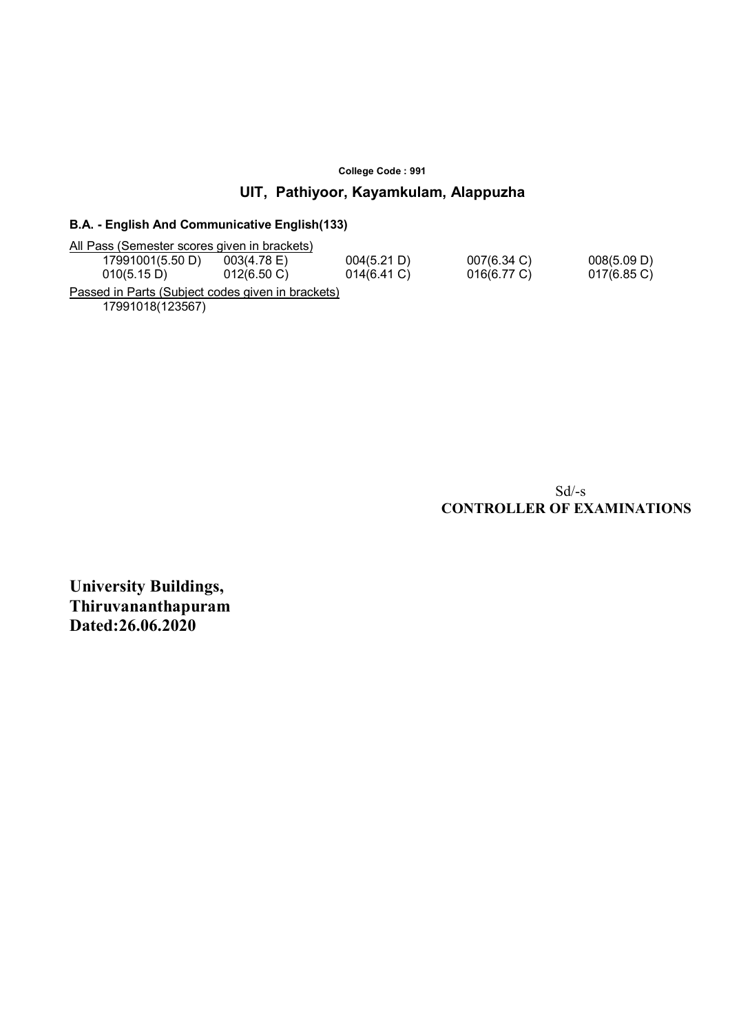**College Code : 991**

## UIT, Pathiyoor, Kayamkulam, Alappuzha

### B.A. - English And Communicative English(133)

All Pass (Semester scores given in brackets)

| | | | | |
|---|---|---|---|---|
| 17991001(5.50 D) | 003(4.78 E) | 004(5.21 D) | 007(6.34 C) | 008(5.09 D) |
| 010(5.15 D) | 012(6.50 C) | 014(6.41 C) | 016(6.77 C) | 017(6.85 C) |

Passed in Parts (Subject codes given in brackets)

17991018(123567)

Sd/-s

**CONTROLLER OF EXAMINATIONS**

**University Buildings,**
**Thiruvananthapuram**
**Dated:26.06.2020**